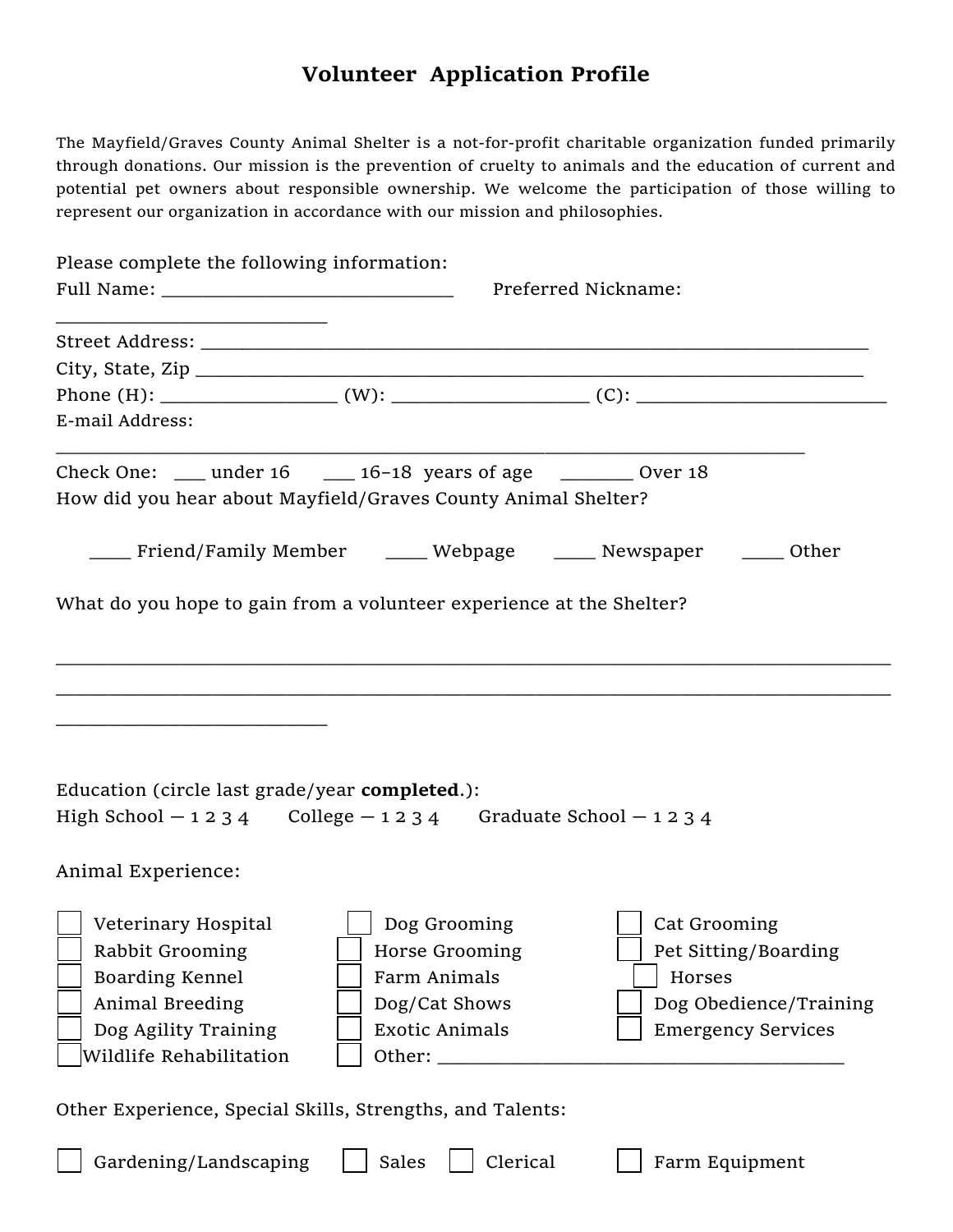# Volunteer Application Profile

The Mayfield/Graves County Animal Shelter is a not-for-profit charitable organization funded primarily through donations. Our mission is the prevention of cruelty to animals and the education of current and potential pet owners about responsible ownership. We welcome the participation of those willing to represent our organization in accordance with our mission and philosophies.

Please complete the following information:

Full Name: ______________________________ Preferred Nickname: ____________________________

Street Address: ______________________________________________________________________

City, State, Zip ______________________________________________________________________

Phone (H): __________________ (W): ____________________ (C): __________________________

E-mail Address: ______________________________________________________________________

Check One: ___ under 16 ___ 16–18 years of age _______ Over 18

How did you hear about Mayfield/Graves County Animal Shelter?

____ Friend/Family Member ____ Webpage ____ Newspaper ____ Other

What do you hope to gain from a volunteer experience at the Shelter?

______________________________________________________________________________________
______________________________________________________________________________________
____________________________

Education (circle last grade/year **completed**.):

High School — 1 2 3 4 College — 1 2 3 4 Graduate School — 1 2 3 4

Animal Experience:

| | | |
|---|---|---|
| ☐ Veterinary Hospital | ☐ Dog Grooming | ☐ Cat Grooming |
| ☐ Rabbit Grooming | ☐ Horse Grooming | ☐ Pet Sitting/Boarding |
| ☐ Boarding Kennel | ☐ Farm Animals | ☐ Horses |
| ☐ Animal Breeding | ☐ Dog/Cat Shows | ☐ Dog Obedience/Training |
| ☐ Dog Agility Training | ☐ Exotic Animals | ☐ Emergency Services |
| ☐ Wildlife Rehabilitation | ☐ Other: ________________________________________ | |

Other Experience, Special Skills, Strengths, and Talents:

☐ Gardening/Landscaping ☐ Sales ☐ Clerical ☐ Farm Equipment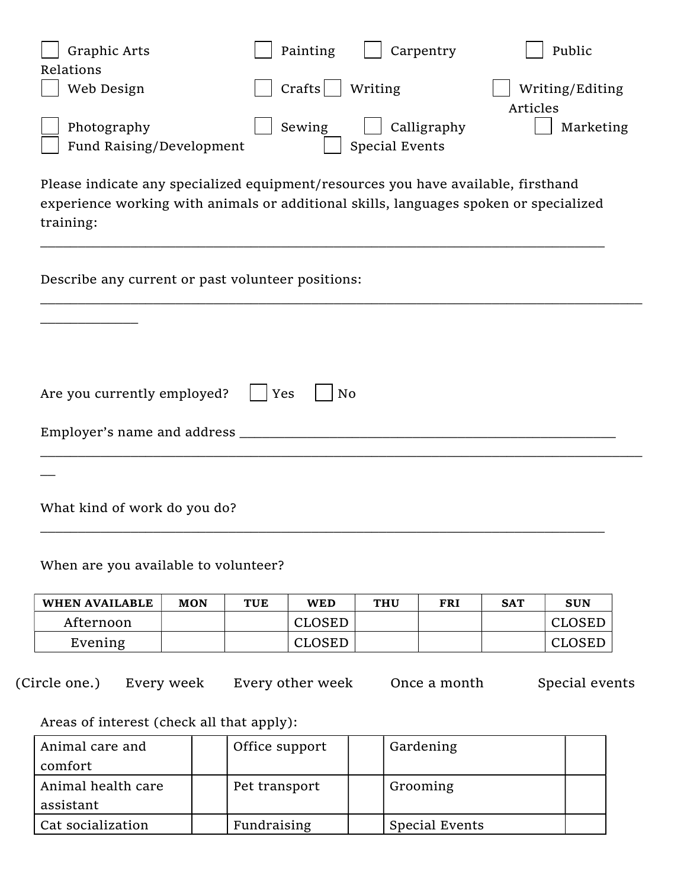- [ ] Graphic Arts
- [ ] Painting
- [ ] Carpentry
- [ ] Public Relations
- [ ] Web Design
- [ ] Crafts
- [ ] Writing
- [ ] Writing/Editing Articles
- [ ] Photography
- [ ] Sewing
- [ ] Calligraphy
- [ ] Marketing
- [ ] Fund Raising/Development
- [ ] Special Events

Please indicate any specialized equipment/resources you have available, firsthand experience working with animals or additional skills, languages spoken or specialized training:

___________________________________________________________________________

Describe any current or past volunteer positions:

___________________________________________________________________________

Are you currently employed? ☐ Yes ☐ No

Employer's name and address ___________________________________________________

___________________________________________________________________________

What kind of work do you do?

___________________________________________________________________________

When are you available to volunteer?

| WHEN AVAILABLE | MON | TUE | WED | THU | FRI | SAT | SUN |
|---|---|---|---|---|---|---|---|
| Afternoon | | | CLOSED | | | | CLOSED |
| Evening | | | CLOSED | | | | CLOSED |

(Circle one.) Every week Every other week Once a month Special events

Areas of interest (check all that apply):

| | | | | | |
|---|---|---|---|---|---|
| Animal care and comfort | | Office support | | Gardening | |
| Animal health care assistant | | Pet transport | | Grooming | |
| Cat socialization | | Fundraising | | Special Events | |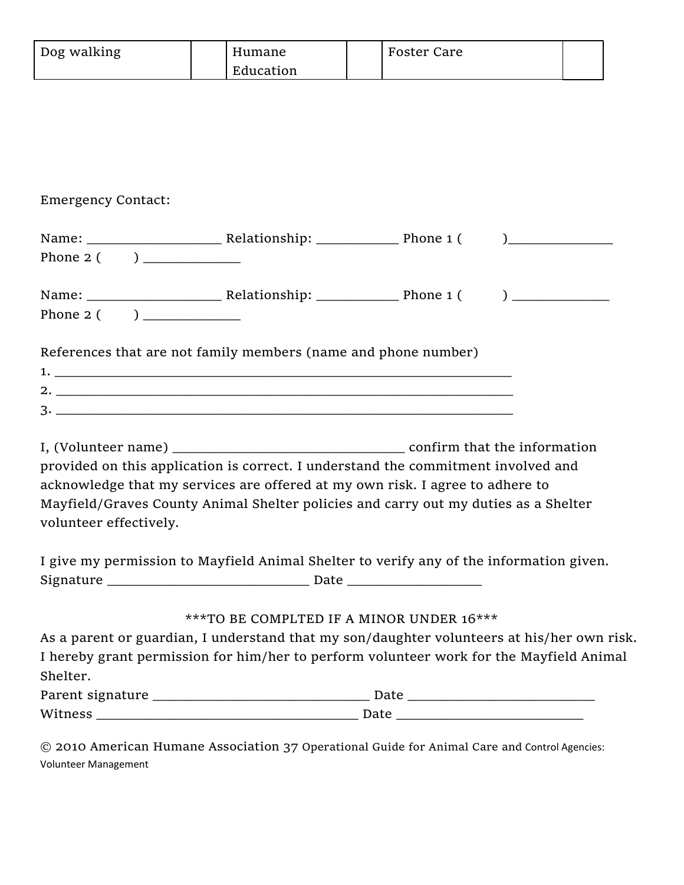| | | | | | |
|---|---|---|---|---|---|
| Dog walking | | Humane Education | | Foster Care | |

Emergency Contact:

Name: ___________________ Relationship: ___________ Phone 1 (        )______________
Phone 2 (        ) _____________

Name: ___________________ Relationship: ___________ Phone 1 (        ) _____________
Phone 2 (        ) _____________

References that are not family members (name and phone number)
1. _______________________________________________________________
2. _______________________________________________________________
3. _______________________________________________________________

I, (Volunteer name) ____________________________ confirm that the information provided on this application is correct. I understand the commitment involved and acknowledge that my services are offered at my own risk. I agree to adhere to Mayfield/Graves County Animal Shelter policies and carry out my duties as a Shelter volunteer effectively.

I give my permission to Mayfield Animal Shelter to verify any of the information given.
Signature _________________________ Date _________________

***TO BE COMPLTED IF A MINOR UNDER 16***

As a parent or guardian, I understand that my son/daughter volunteers at his/her own risk. I hereby grant permission for him/her to perform volunteer work for the Mayfield Animal Shelter.
Parent signature __________________________ Date ______________________
Witness _______________________________ Date ______________________

© 2010 American Humane Association 37 Operational Guide for Animal Care and Control Agencies: Volunteer Management